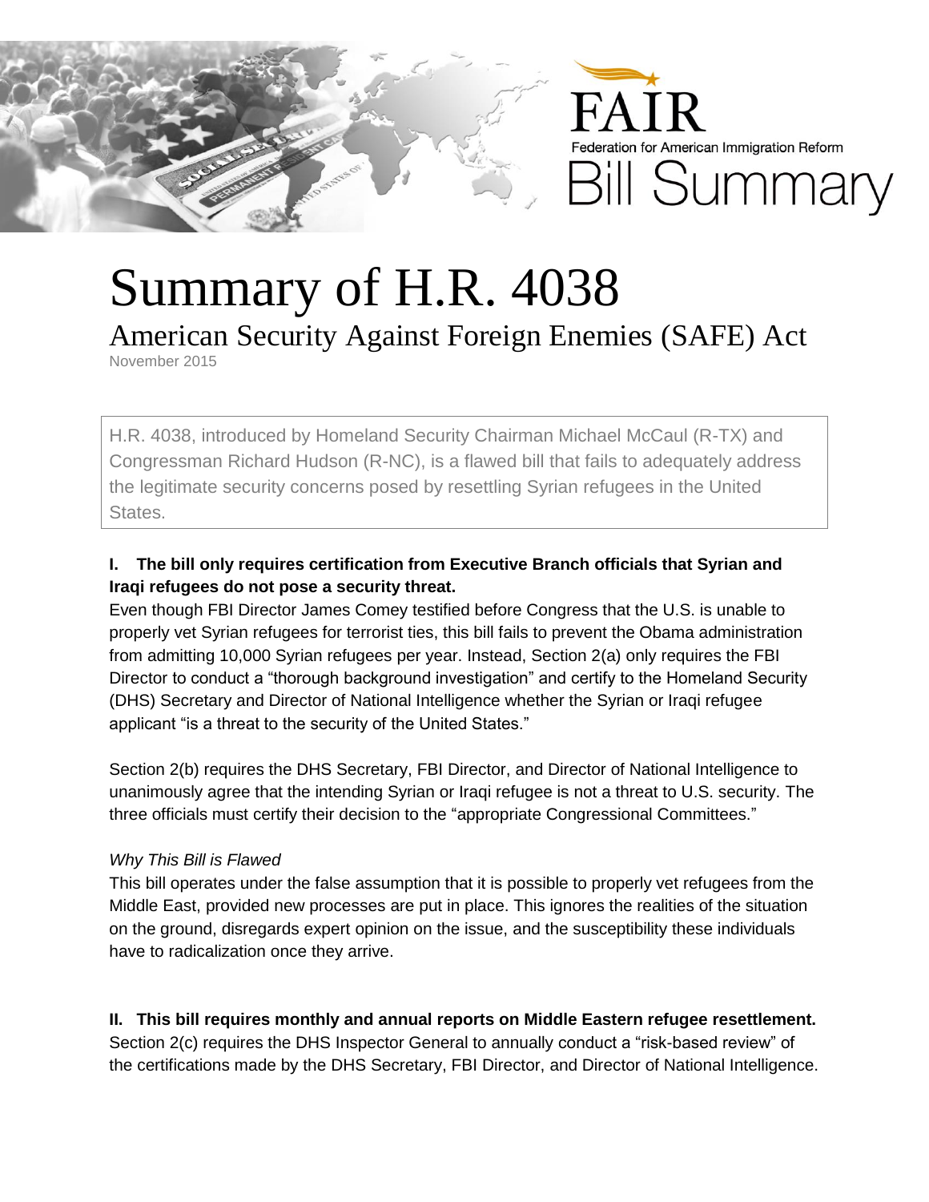FAIR

Federation for American Immigration Reform

Bill Summary

# Summary of H.R. 4038

## American Security Against Foreign Enemies (SAFE) Act

November 2015

H.R. 4038, introduced by Homeland Security Chairman Michael McCaul (R-TX) and Congressman Richard Hudson (R-NC), is a flawed bill that fails to adequately address the legitimate security concerns posed by resettling Syrian refugees in the United States.

**I. The bill only requires certification from Executive Branch officials that Syrian and Iraqi refugees do not pose a security threat.**

Even though FBI Director James Comey testified before Congress that the U.S. is unable to properly vet Syrian refugees for terrorist ties, this bill fails to prevent the Obama administration from admitting 10,000 Syrian refugees per year. Instead, Section 2(a) only requires the FBI Director to conduct a "thorough background investigation" and certify to the Homeland Security (DHS) Secretary and Director of National Intelligence whether the Syrian or Iraqi refugee applicant "is a threat to the security of the United States."

Section 2(b) requires the DHS Secretary, FBI Director, and Director of National Intelligence to unanimously agree that the intending Syrian or Iraqi refugee is not a threat to U.S. security. The three officials must certify their decision to the "appropriate Congressional Committees."

*Why This Bill is Flawed*

This bill operates under the false assumption that it is possible to properly vet refugees from the Middle East, provided new processes are put in place. This ignores the realities of the situation on the ground, disregards expert opinion on the issue, and the susceptibility these individuals have to radicalization once they arrive.

**II. This bill requires monthly and annual reports on Middle Eastern refugee resettlement.**

Section 2(c) requires the DHS Inspector General to annually conduct a "risk-based review" of the certifications made by the DHS Secretary, FBI Director, and Director of National Intelligence.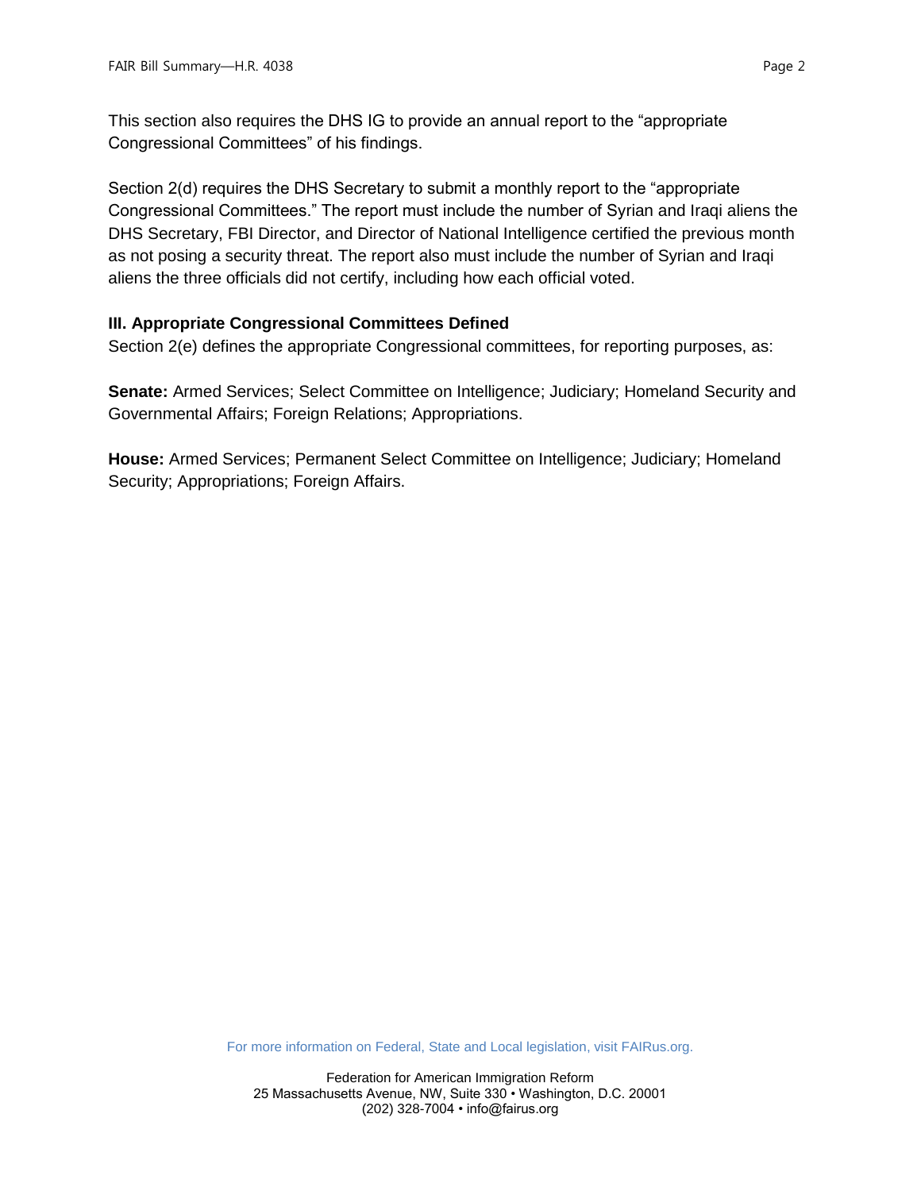This section also requires the DHS IG to provide an annual report to the "appropriate Congressional Committees" of his findings.

Section 2(d) requires the DHS Secretary to submit a monthly report to the "appropriate Congressional Committees." The report must include the number of Syrian and Iraqi aliens the DHS Secretary, FBI Director, and Director of National Intelligence certified the previous month as not posing a security threat. The report also must include the number of Syrian and Iraqi aliens the three officials did not certify, including how each official voted.

### III. Appropriate Congressional Committees Defined

Section 2(e) defines the appropriate Congressional committees, for reporting purposes, as:

**Senate:** Armed Services; Select Committee on Intelligence; Judiciary; Homeland Security and Governmental Affairs; Foreign Relations; Appropriations.

**House:** Armed Services; Permanent Select Committee on Intelligence; Judiciary; Homeland Security; Appropriations; Foreign Affairs.

For more information on Federal, State and Local legislation, visit FAIRus.org.

Federation for American Immigration Reform
25 Massachusetts Avenue, NW, Suite 330 • Washington, D.C. 20001
(202) 328-7004 • info@fairus.org